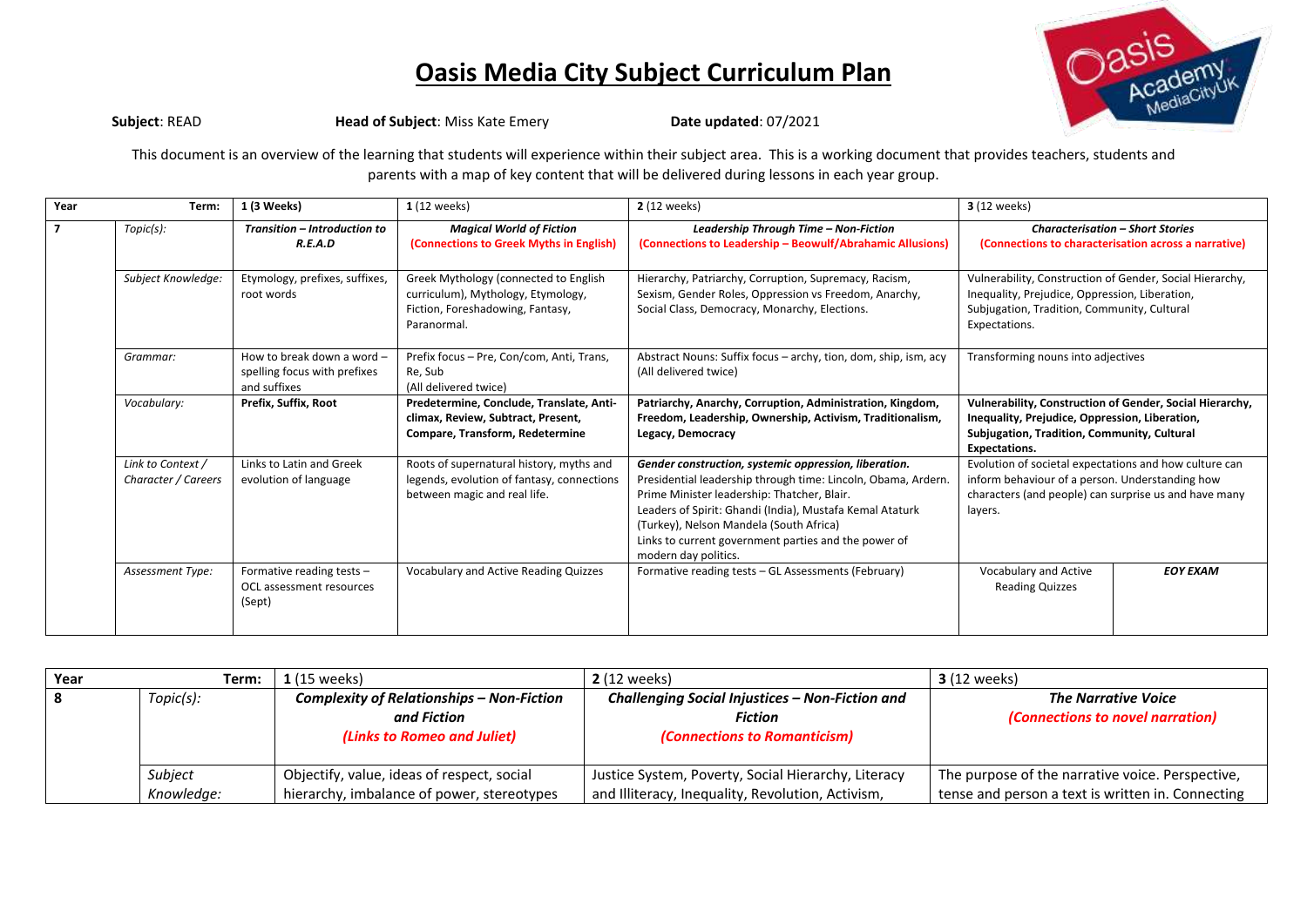# Oasis Media City Subject Curriculum Plan

**Subject**: READ **Head of Subject**: Miss Kate Emery **Date updated**: 07/2021

This document is an overview of the learning that students will experience within their subject area. This is a working document that provides teachers, students and parents with a map of key content that will be delivered during lessons in each year group.

| Year | Term: | 1 (3 Weeks) | 1 (12 weeks) | 2 (12 weeks) | 3 (12 weeks) | |
|---|---|---|---|---|---|---|
| 7 | *Topic(s):* | ***Transition – Introduction to R.E.A.D*** | ***Magical World of Fiction*** **(Connections to Greek Myths in English)** | ***Leadership Through Time – Non-Fiction*** **(Connections to Leadership – Beowulf/Abrahamic Allusions)** | ***Characterisation – Short Stories*** **(Connections to characterisation across a narrative)** | |
| | *Subject Knowledge:* | Etymology, prefixes, suffixes, root words | Greek Mythology (connected to English curriculum), Mythology, Etymology, Fiction, Foreshadowing, Fantasy, Paranormal. | Hierarchy, Patriarchy, Corruption, Supremacy, Racism, Sexism, Gender Roles, Oppression vs Freedom, Anarchy, Social Class, Democracy, Monarchy, Elections. | Vulnerability, Construction of Gender, Social Hierarchy, Inequality, Prejudice, Oppression, Liberation, Subjugation, Tradition, Community, Cultural Expectations. | |
| | *Grammar:* | How to break down a word – spelling focus with prefixes and suffixes | Prefix focus – Pre, Con/com, Anti, Trans, Re, Sub (All delivered twice) | Abstract Nouns: Suffix focus – archy, tion, dom, ship, ism, acy (All delivered twice) | Transforming nouns into adjectives | |
| | *Vocabulary:* | **Prefix, Suffix, Root** | **Predetermine, Conclude, Translate, Anti-climax, Review, Subtract, Present, Compare, Transform, Redetermine** | **Patriarchy, Anarchy, Corruption, Administration, Kingdom, Freedom, Leadership, Ownership, Activism, Traditionalism, Legacy, Democracy** | **Vulnerability, Construction of Gender, Social Hierarchy, Inequality, Prejudice, Oppression, Liberation, Subjugation, Tradition, Community, Cultural Expectations.** | |
| | *Link to Context / Character / Careers* | Links to Latin and Greek evolution of language | Roots of supernatural history, myths and legends, evolution of fantasy, connections between magic and real life. | ***Gender construction, systemic oppression, liberation.*** Presidential leadership through time: Lincoln, Obama, Ardern. Prime Minister leadership: Thatcher, Blair. Leaders of Spirit: Ghandi (India), Mustafa Kemal Ataturk (Turkey), Nelson Mandela (South Africa) Links to current government parties and the power of modern day politics. | Evolution of societal expectations and how culture can inform behaviour of a person. Understanding how characters (and people) can surprise us and have many layers. | |
| | *Assessment Type:* | Formative reading tests – OCL assessment resources (Sept) | Vocabulary and Active Reading Quizzes | Formative reading tests – GL Assessments (February) | Vocabulary and Active Reading Quizzes | ***EOY EXAM*** |

| Year | Term: | 1 (15 weeks) | 2 (12 weeks) | 3 (12 weeks) |
|---|---|---|---|---|
| 8 | *Topic(s):* | ***Complexity of Relationships – Non-Fiction and Fiction*** ***(Links to Romeo and Juliet)*** | ***Challenging Social Injustices – Non-Fiction and Fiction*** ***(Connections to Romanticism)*** | ***The Narrative Voice*** ***(Connections to novel narration)*** |
| | *Subject Knowledge:* | Objectify, value, ideas of respect, social hierarchy, imbalance of power, stereotypes | Justice System, Poverty, Social Hierarchy, Literacy and Illiteracy, Inequality, Revolution, Activism, | The purpose of the narrative voice. Perspective, tense and person a text is written in. Connecting |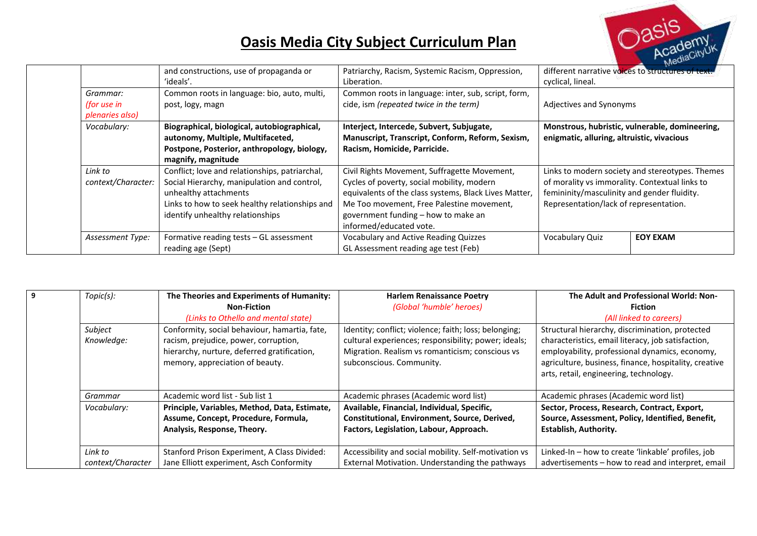# Oasis Media City Subject Curriculum Plan

| | | | | | |
|---|---|---|---|---|---|
| | | and constructions, use of propaganda or 'ideals'. | Patriarchy, Racism, Systemic Racism, Oppression, Liberation. | different narrative voices to structures of text: cyclical, lineal. | |
| | *Grammar: (for use in plenaries also)* | Common roots in language: bio, auto, multi, post, logy, magn | Common roots in language: inter, sub, script, form, cide, ism *(repeated twice in the term)* | Adjectives and Synonyms | |
| | *Vocabulary:* | **Biographical, biological, autobiographical, autonomy, Multiple, Multifaceted, Postpone, Posterior, anthropology, biology, magnify, magnitude** | **Interject, Intercede, Subvert, Subjugate, Manuscript, Transcript, Conform, Reform, Sexism, Racism, Homicide, Parricide.** | **Monstrous, hubristic, vulnerable, domineering, enigmatic, alluring, altruistic, vivacious** | |
| | *Link to context/Character:* | Conflict; love and relationships, patriarchal, Social Hierarchy, manipulation and control, unhealthy attachments<br>Links to how to seek healthy relationships and identify unhealthy relationships | Civil Rights Movement, Suffragette Movement, Cycles of poverty, social mobility, modern equivalents of the class systems, Black Lives Matter, Me Too movement, Free Palestine movement, government funding – how to make an informed/educated vote. | Links to modern society and stereotypes. Themes of morality vs immorality. Contextual links to femininity/masculinity and gender fluidity. Representation/lack of representation. | |
| | *Assessment Type:* | Formative reading tests – GL assessment reading age (Sept) | Vocabulary and Active Reading Quizzes<br>GL Assessment reading age test (Feb) | Vocabulary Quiz | **EOY EXAM** |

| | | | | |
|---|---|---|---|---|
| **9** | *Topic(s):* | **The Theories and Experiments of Humanity: Non-Fiction**<br>*(Links to Othello and mental state)* | **Harlem Renaissance Poetry**<br>*(Global 'humble' heroes)* | **The Adult and Professional World: Non-Fiction**<br>*(All linked to careers)* |
| | *Subject Knowledge:* | Conformity, social behaviour, hamartia, fate, racism, prejudice, power, corruption, hierarchy, nurture, deferred gratification, memory, appreciation of beauty. | Identity; conflict; violence; faith; loss; belonging; cultural experiences; responsibility; power; ideals; Migration. Realism vs romanticism; conscious vs subconscious. Community. | Structural hierarchy, discrimination, protected characteristics, email literacy, job satisfaction, employability, professional dynamics, economy, agriculture, business, finance, hospitality, creative arts, retail, engineering, technology. |
| | *Grammar* | Academic word list - Sub list 1 | Academic phrases (Academic word list) | Academic phrases (Academic word list) |
| | *Vocabulary:* | **Principle, Variables, Method, Data, Estimate, Assume, Concept, Procedure, Formula, Analysis, Response, Theory.** | **Available, Financial, Individual, Specific, Constitutional, Environment, Source, Derived, Factors, Legislation, Labour, Approach.** | **Sector, Process, Research, Contract, Export, Source, Assessment, Policy, Identified, Benefit, Establish, Authority.** |
| | *Link to context/Character* | Stanford Prison Experiment, A Class Divided: Jane Elliott experiment, Asch Conformity | Accessibility and social mobility. Self-motivation vs External Motivation. Understanding the pathways | Linked-In – how to create 'linkable' profiles, job advertisements – how to read and interpret, email |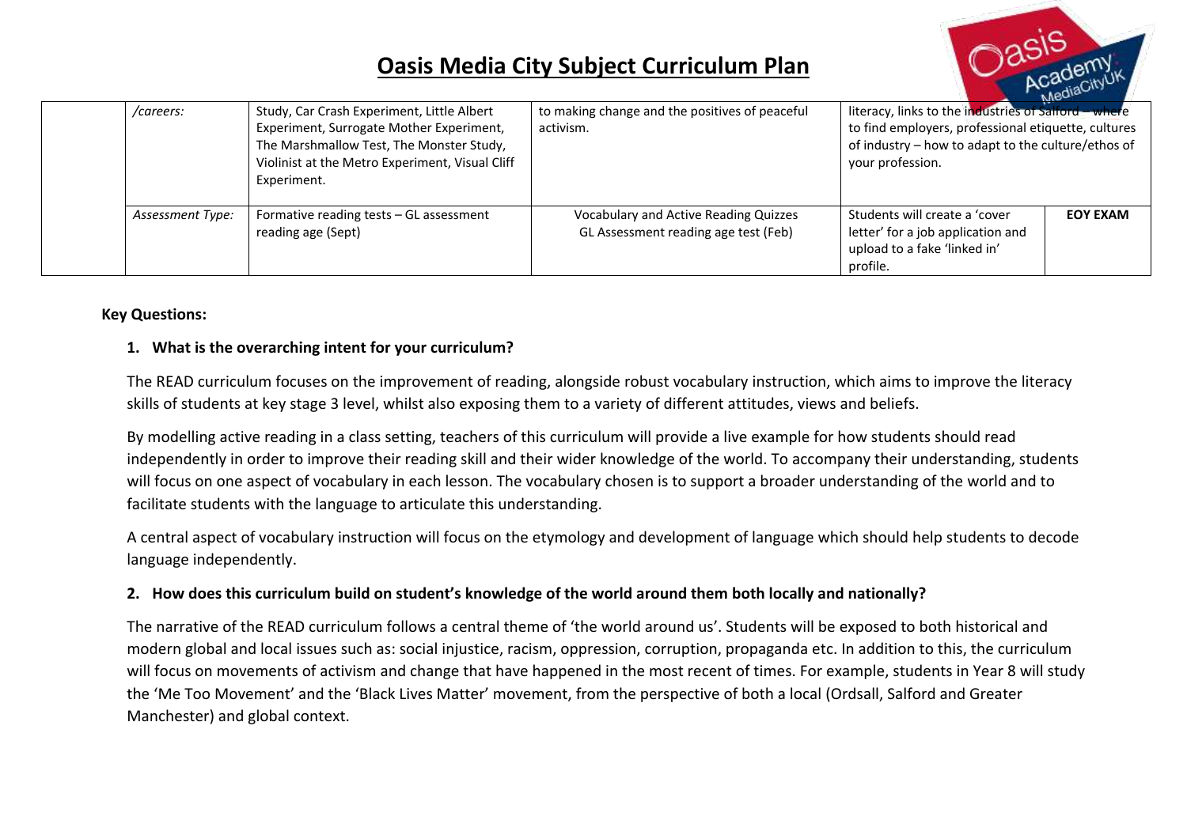# Oasis Media City Subject Curriculum Plan

| | | | | | |
|---|---|---|---|---|---|
| | */careers:* | Study, Car Crash Experiment, Little Albert Experiment, Surrogate Mother Experiment, The Marshmallow Test, The Monster Study, Violinist at the Metro Experiment, Visual Cliff Experiment. | to making change and the positives of peaceful activism. | literacy, links to the industries of Salford – where to find employers, professional etiquette, cultures of industry – how to adapt to the culture/ethos of your profession. | |
| | *Assessment Type:* | Formative reading tests – GL assessment reading age (Sept) | Vocabulary and Active Reading Quizzes GL Assessment reading age test (Feb) | Students will create a 'cover letter' for a job application and upload to a fake 'linked in' profile. | **EOY EXAM** |

**Key Questions:**

1. **What is the overarching intent for your curriculum?**

The READ curriculum focuses on the improvement of reading, alongside robust vocabulary instruction, which aims to improve the literacy skills of students at key stage 3 level, whilst also exposing them to a variety of different attitudes, views and beliefs.

By modelling active reading in a class setting, teachers of this curriculum will provide a live example for how students should read independently in order to improve their reading skill and their wider knowledge of the world. To accompany their understanding, students will focus on one aspect of vocabulary in each lesson. The vocabulary chosen is to support a broader understanding of the world and to facilitate students with the language to articulate this understanding.

A central aspect of vocabulary instruction will focus on the etymology and development of language which should help students to decode language independently.

2. **How does this curriculum build on student's knowledge of the world around them both locally and nationally?**

The narrative of the READ curriculum follows a central theme of 'the world around us'. Students will be exposed to both historical and modern global and local issues such as: social injustice, racism, oppression, corruption, propaganda etc. In addition to this, the curriculum will focus on movements of activism and change that have happened in the most recent of times. For example, students in Year 8 will study the 'Me Too Movement' and the 'Black Lives Matter' movement, from the perspective of both a local (Ordsall, Salford and Greater Manchester) and global context.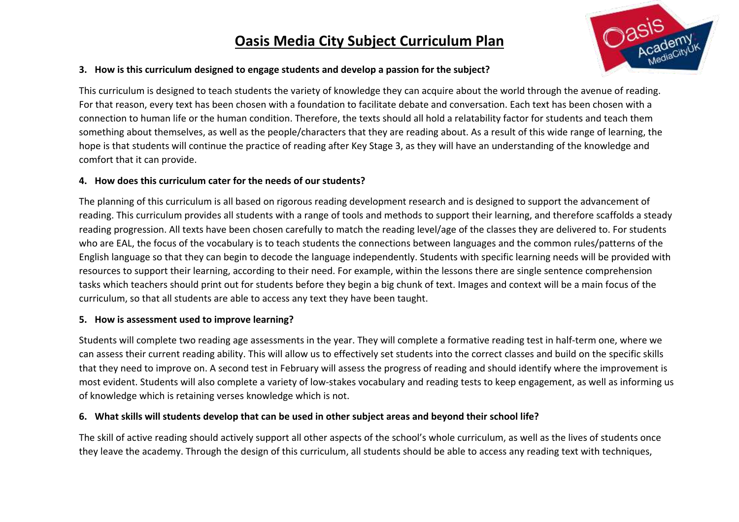# Oasis Media City Subject Curriculum Plan

**3. How is this curriculum designed to engage students and develop a passion for the subject?**

This curriculum is designed to teach students the variety of knowledge they can acquire about the world through the avenue of reading. For that reason, every text has been chosen with a foundation to facilitate debate and conversation. Each text has been chosen with a connection to human life or the human condition. Therefore, the texts should all hold a relatability factor for students and teach them something about themselves, as well as the people/characters that they are reading about. As a result of this wide range of learning, the hope is that students will continue the practice of reading after Key Stage 3, as they will have an understanding of the knowledge and comfort that it can provide.

**4. How does this curriculum cater for the needs of our students?**

The planning of this curriculum is all based on rigorous reading development research and is designed to support the advancement of reading. This curriculum provides all students with a range of tools and methods to support their learning, and therefore scaffolds a steady reading progression. All texts have been chosen carefully to match the reading level/age of the classes they are delivered to. For students who are EAL, the focus of the vocabulary is to teach students the connections between languages and the common rules/patterns of the English language so that they can begin to decode the language independently. Students with specific learning needs will be provided with resources to support their learning, according to their need. For example, within the lessons there are single sentence comprehension tasks which teachers should print out for students before they begin a big chunk of text. Images and context will be a main focus of the curriculum, so that all students are able to access any text they have been taught.

**5. How is assessment used to improve learning?**

Students will complete two reading age assessments in the year. They will complete a formative reading test in half-term one, where we can assess their current reading ability. This will allow us to effectively set students into the correct classes and build on the specific skills that they need to improve on. A second test in February will assess the progress of reading and should identify where the improvement is most evident. Students will also complete a variety of low-stakes vocabulary and reading tests to keep engagement, as well as informing us of knowledge which is retaining verses knowledge which is not.

**6. What skills will students develop that can be used in other subject areas and beyond their school life?**

The skill of active reading should actively support all other aspects of the school's whole curriculum, as well as the lives of students once they leave the academy. Through the design of this curriculum, all students should be able to access any reading text with techniques,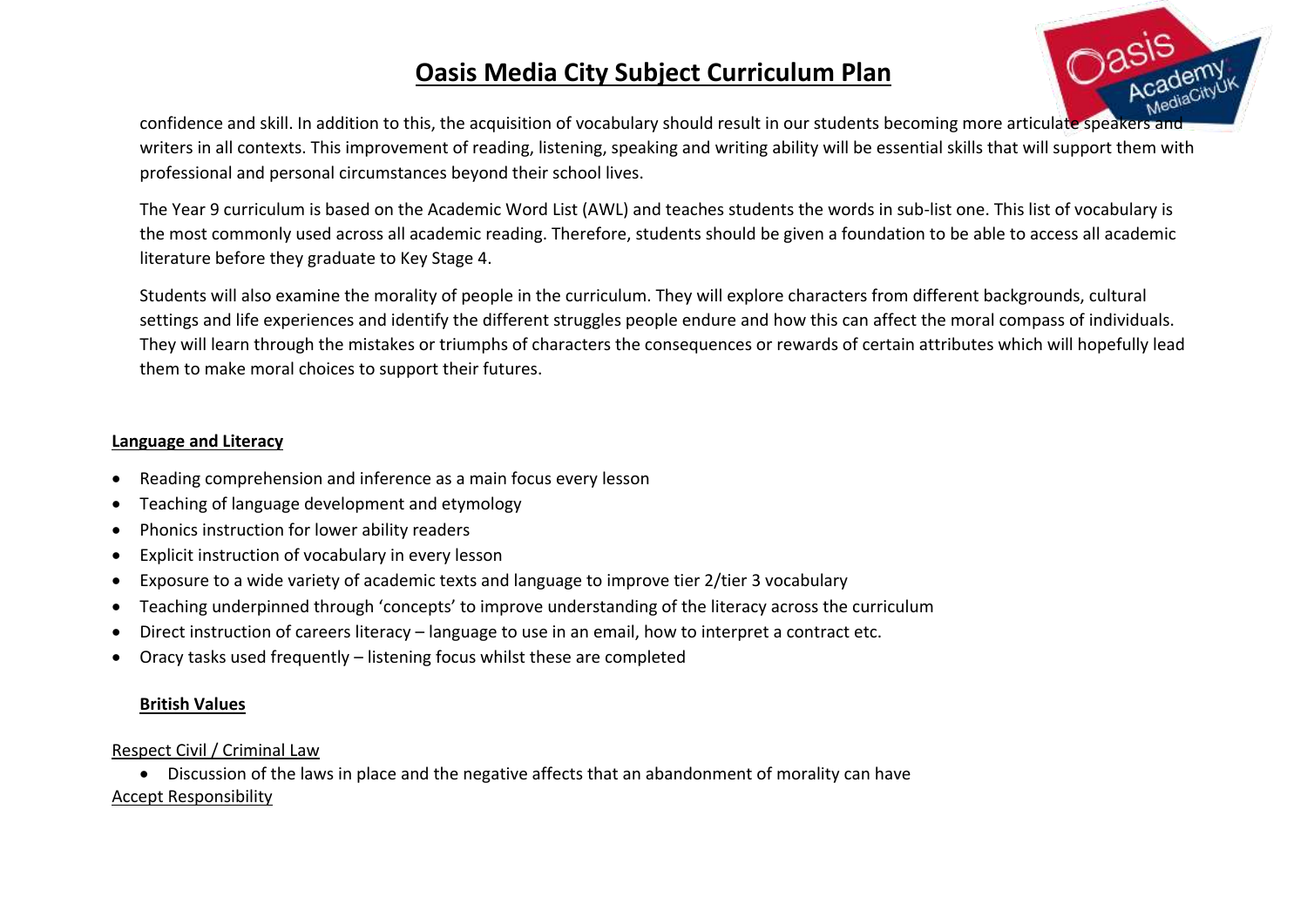confidence and skill. In addition to this, the acquisition of vocabulary should result in our students becoming more articulate speakers and writers in all contexts. This improvement of reading, listening, speaking and writing ability will be essential skills that will support them with professional and personal circumstances beyond their school lives.

The Year 9 curriculum is based on the Academic Word List (AWL) and teaches students the words in sub-list one. This list of vocabulary is the most commonly used across all academic reading. Therefore, students should be given a foundation to be able to access all academic literature before they graduate to Key Stage 4.

Students will also examine the morality of people in the curriculum. They will explore characters from different backgrounds, cultural settings and life experiences and identify the different struggles people endure and how this can affect the moral compass of individuals. They will learn through the mistakes or triumphs of characters the consequences or rewards of certain attributes which will hopefully lead them to make moral choices to support their futures.

**Language and Literacy**

- Reading comprehension and inference as a main focus every lesson
- Teaching of language development and etymology
- Phonics instruction for lower ability readers
- Explicit instruction of vocabulary in every lesson
- Exposure to a wide variety of academic texts and language to improve tier 2/tier 3 vocabulary
- Teaching underpinned through 'concepts' to improve understanding of the literacy across the curriculum
- Direct instruction of careers literacy – language to use in an email, how to interpret a contract etc.
- Oracy tasks used frequently – listening focus whilst these are completed

**British Values**

Respect Civil / Criminal Law

- Discussion of the laws in place and the negative affects that an abandonment of morality can have

Accept Responsibility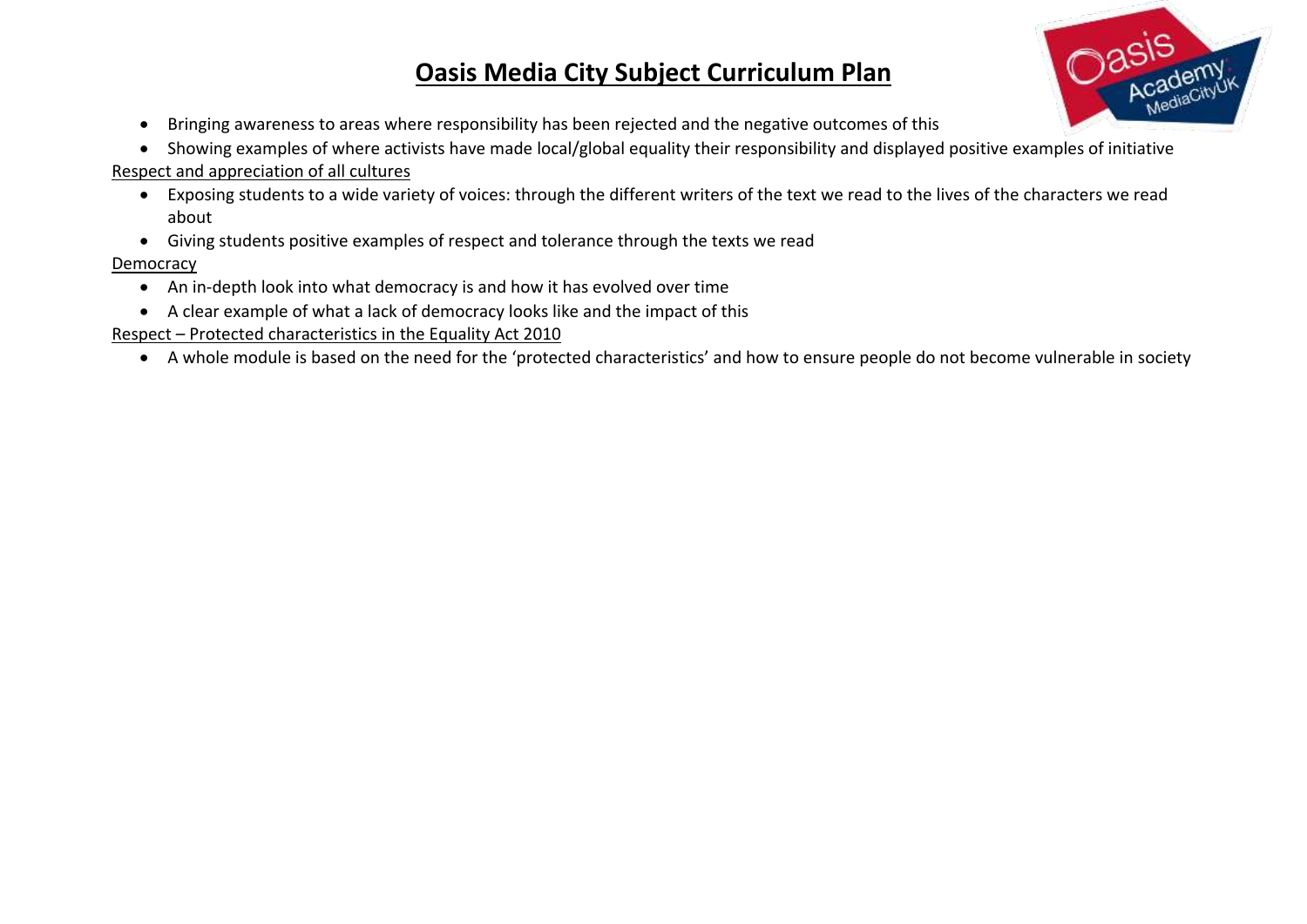# Oasis Media City Subject Curriculum Plan

- Bringing awareness to areas where responsibility has been rejected and the negative outcomes of this
- Showing examples of where activists have made local/global equality their responsibility and displayed positive examples of initiative

Respect and appreciation of all cultures

- Exposing students to a wide variety of voices: through the different writers of the text we read to the lives of the characters we read about
- Giving students positive examples of respect and tolerance through the texts we read

Democracy

- An in-depth look into what democracy is and how it has evolved over time
- A clear example of what a lack of democracy looks like and the impact of this

Respect – Protected characteristics in the Equality Act 2010

- A whole module is based on the need for the 'protected characteristics' and how to ensure people do not become vulnerable in society